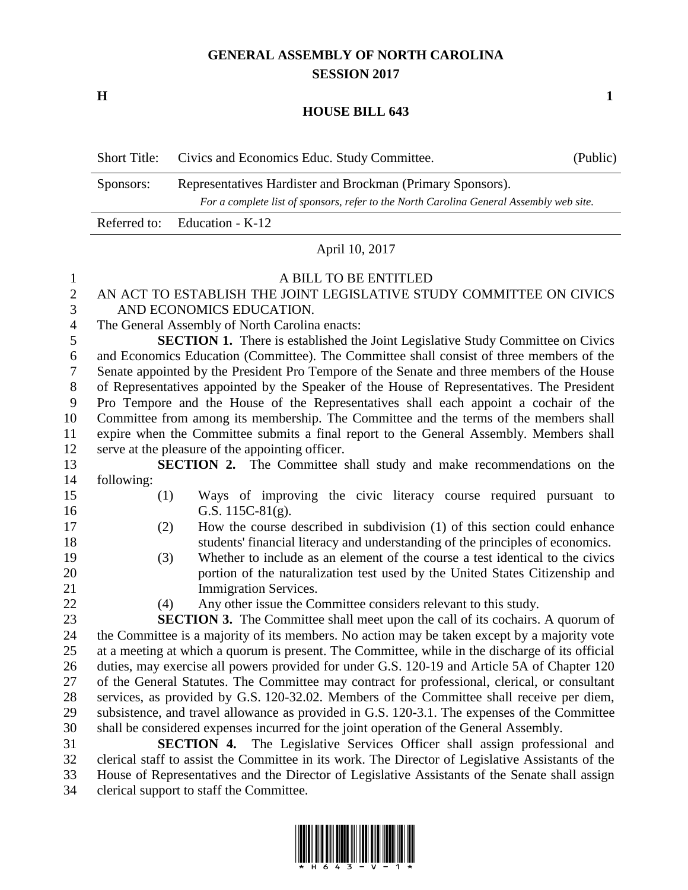# GENERAL ASSEMBLY OF NORTH CAROLINA
## SESSION 2017

**H** **1**

## HOUSE BILL 643

| Short Title: | Civics and Economics Educ. Study Committee. | (Public) |
|---|---|---|
| Sponsors: | Representatives Hardister and Brockman (Primary Sponsors). *For a complete list of sponsors, refer to the North Carolina General Assembly web site.* | |
| Referred to: | Education - K-12 | |

April 10, 2017

A BILL TO BE ENTITLED

AN ACT TO ESTABLISH THE JOINT LEGISLATIVE STUDY COMMITTEE ON CIVICS AND ECONOMICS EDUCATION.

The General Assembly of North Carolina enacts:

**SECTION 1.** There is established the Joint Legislative Study Committee on Civics and Economics Education (Committee). The Committee shall consist of three members of the Senate appointed by the President Pro Tempore of the Senate and three members of the House of Representatives appointed by the Speaker of the House of Representatives. The President Pro Tempore and the House of the Representatives shall each appoint a cochair of the Committee from among its membership. The Committee and the terms of the members shall expire when the Committee submits a final report to the General Assembly. Members shall serve at the pleasure of the appointing officer.

**SECTION 2.** The Committee shall study and make recommendations on the following:

(1) Ways of improving the civic literacy course required pursuant to G.S. 115C-81(g).

(2) How the course described in subdivision (1) of this section could enhance students' financial literacy and understanding of the principles of economics.

(3) Whether to include as an element of the course a test identical to the civics portion of the naturalization test used by the United States Citizenship and Immigration Services.

(4) Any other issue the Committee considers relevant to this study.

**SECTION 3.** The Committee shall meet upon the call of its cochairs. A quorum of the Committee is a majority of its members. No action may be taken except by a majority vote at a meeting at which a quorum is present. The Committee, while in the discharge of its official duties, may exercise all powers provided for under G.S. 120-19 and Article 5A of Chapter 120 of the General Statutes. The Committee may contract for professional, clerical, or consultant services, as provided by G.S. 120-32.02. Members of the Committee shall receive per diem, subsistence, and travel allowance as provided in G.S. 120-3.1. The expenses of the Committee shall be considered expenses incurred for the joint operation of the General Assembly.

**SECTION 4.** The Legislative Services Officer shall assign professional and clerical staff to assist the Committee in its work. The Director of Legislative Assistants of the House of Representatives and the Director of Legislative Assistants of the Senate shall assign clerical support to staff the Committee.

\* H 6 4 3 - V - 1 \*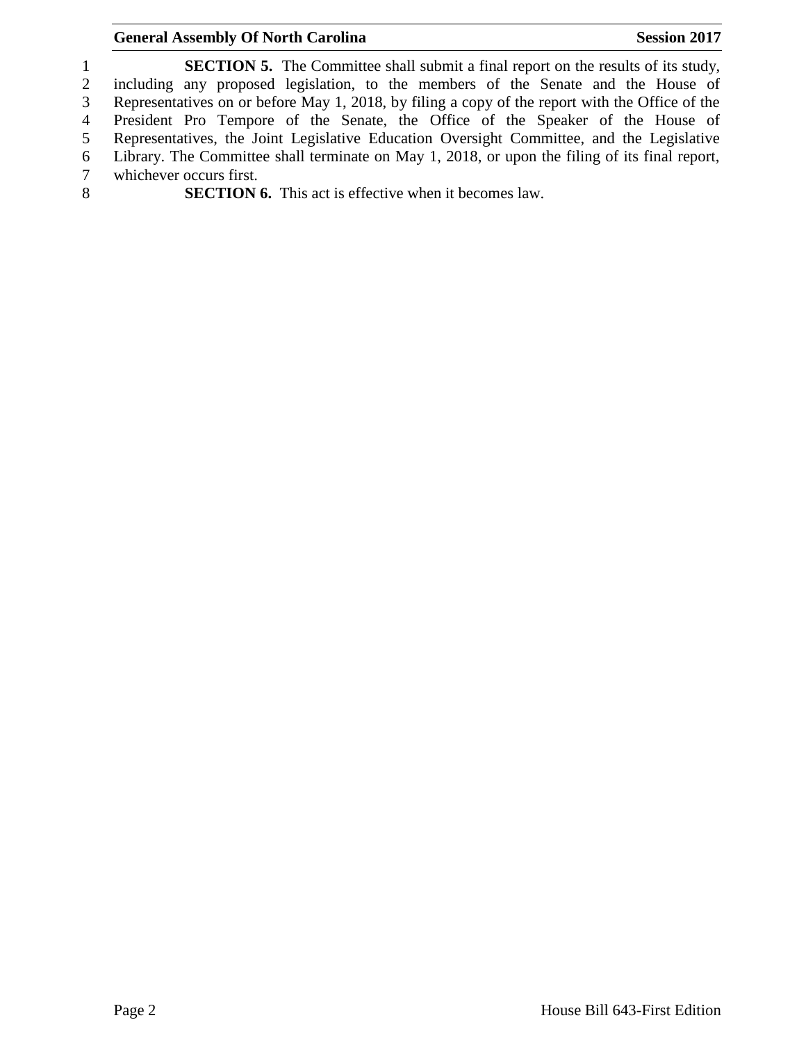**SECTION 5.** The Committee shall submit a final report on the results of its study, including any proposed legislation, to the members of the Senate and the House of Representatives on or before May 1, 2018, by filing a copy of the report with the Office of the President Pro Tempore of the Senate, the Office of the Speaker of the House of Representatives, the Joint Legislative Education Oversight Committee, and the Legislative Library. The Committee shall terminate on May 1, 2018, or upon the filing of its final report, whichever occurs first.

**SECTION 6.** This act is effective when it becomes law.